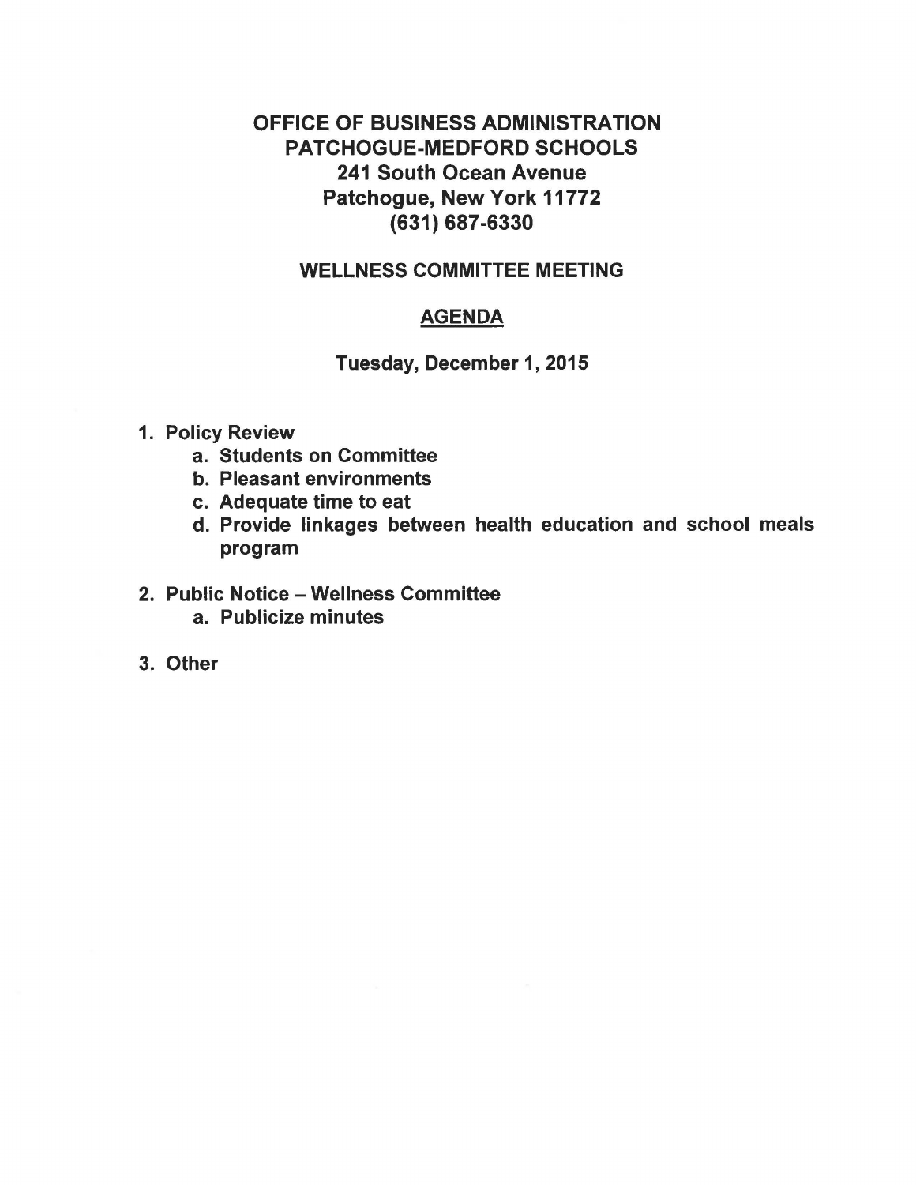# OFFICE OF BUSINESS ADMINISTRATION
# PATCHOGUE-MEDFORD SCHOOLS

**241 South Ocean Avenue**
**Patchogue, New York 11772**
**(631) 687-6330**

## WELLNESS COMMITTEE MEETING

## AGENDA

**Tuesday, December 1, 2015**

1. **Policy Review**
   a. **Students on Committee**
   b. **Pleasant environments**
   c. **Adequate time to eat**
   d. **Provide linkages between health education and school meals program**

2. **Public Notice – Wellness Committee**
   a. **Publicize minutes**

3. **Other**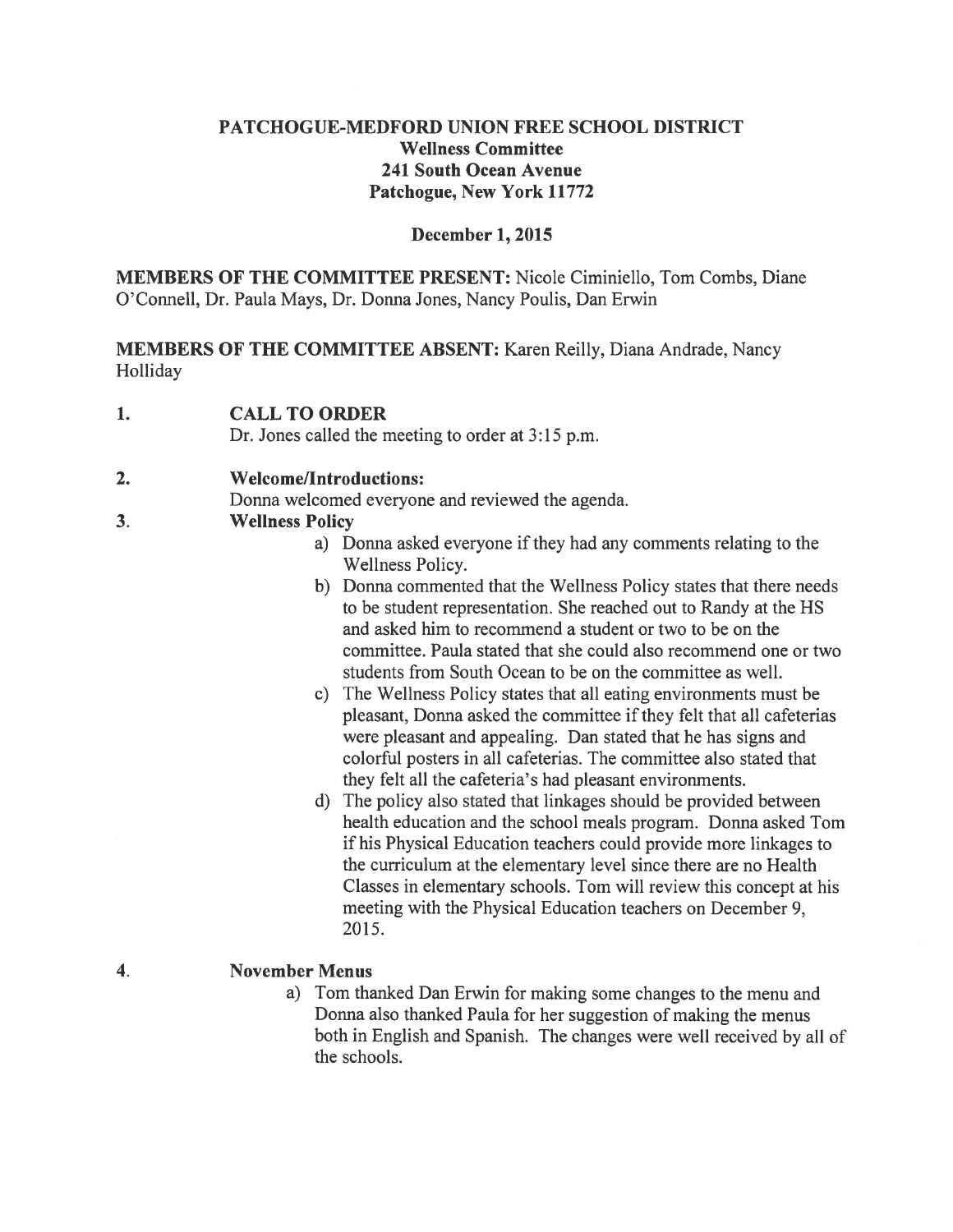**PATCHOGUE-MEDFORD UNION FREE SCHOOL DISTRICT**
**Wellness Committee**
**241 South Ocean Avenue**
**Patchogue, New York 11772**

**December 1, 2015**

**MEMBERS OF THE COMMITTEE PRESENT:** Nicole Ciminiello, Tom Combs, Diane O'Connell, Dr. Paula Mays, Dr. Donna Jones, Nancy Poulis, Dan Erwin

**MEMBERS OF THE COMMITTEE ABSENT:** Karen Reilly, Diana Andrade, Nancy Holliday

**1. CALL TO ORDER**

Dr. Jones called the meeting to order at 3:15 p.m.

**2. Welcome/Introductions:**

Donna welcomed everyone and reviewed the agenda.

**3. Wellness Policy**

a) Donna asked everyone if they had any comments relating to the Wellness Policy.

b) Donna commented that the Wellness Policy states that there needs to be student representation. She reached out to Randy at the HS and asked him to recommend a student or two to be on the committee. Paula stated that she could also recommend one or two students from South Ocean to be on the committee as well.

c) The Wellness Policy states that all eating environments must be pleasant, Donna asked the committee if they felt that all cafeterias were pleasant and appealing. Dan stated that he has signs and colorful posters in all cafeterias. The committee also stated that they felt all the cafeteria's had pleasant environments.

d) The policy also stated that linkages should be provided between health education and the school meals program. Donna asked Tom if his Physical Education teachers could provide more linkages to the curriculum at the elementary level since there are no Health Classes in elementary schools. Tom will review this concept at his meeting with the Physical Education teachers on December 9, 2015.

**4. November Menus**

a) Tom thanked Dan Erwin for making some changes to the menu and Donna also thanked Paula for her suggestion of making the menus both in English and Spanish. The changes were well received by all of the schools.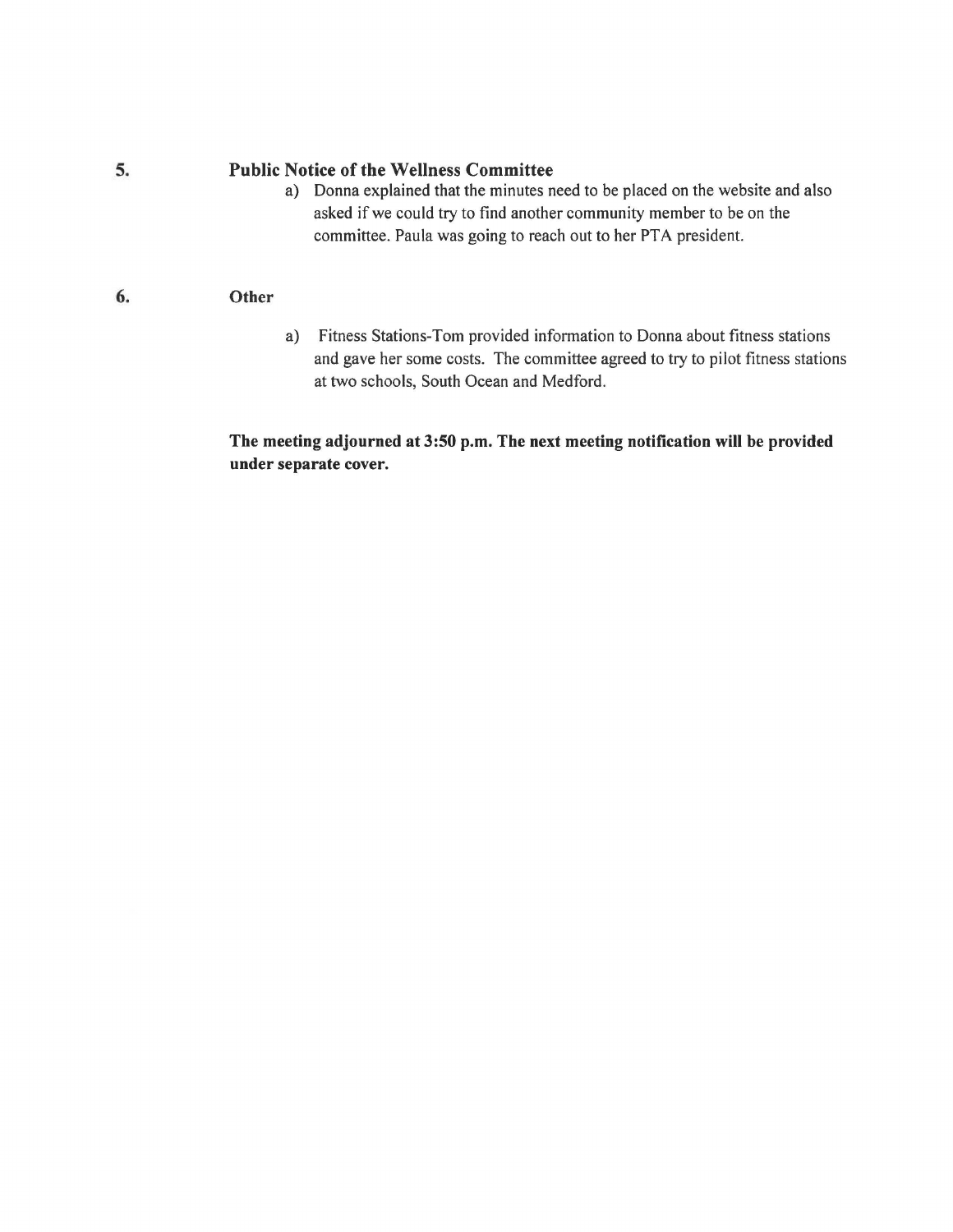## 5. Public Notice of the Wellness Committee

a) Donna explained that the minutes need to be placed on the website and also asked if we could try to find another community member to be on the committee. Paula was going to reach out to her PTA president.

## 6. Other

a) Fitness Stations-Tom provided information to Donna about fitness stations and gave her some costs. The committee agreed to try to pilot fitness stations at two schools, South Ocean and Medford.

**The meeting adjourned at 3:50 p.m. The next meeting notification will be provided under separate cover.**